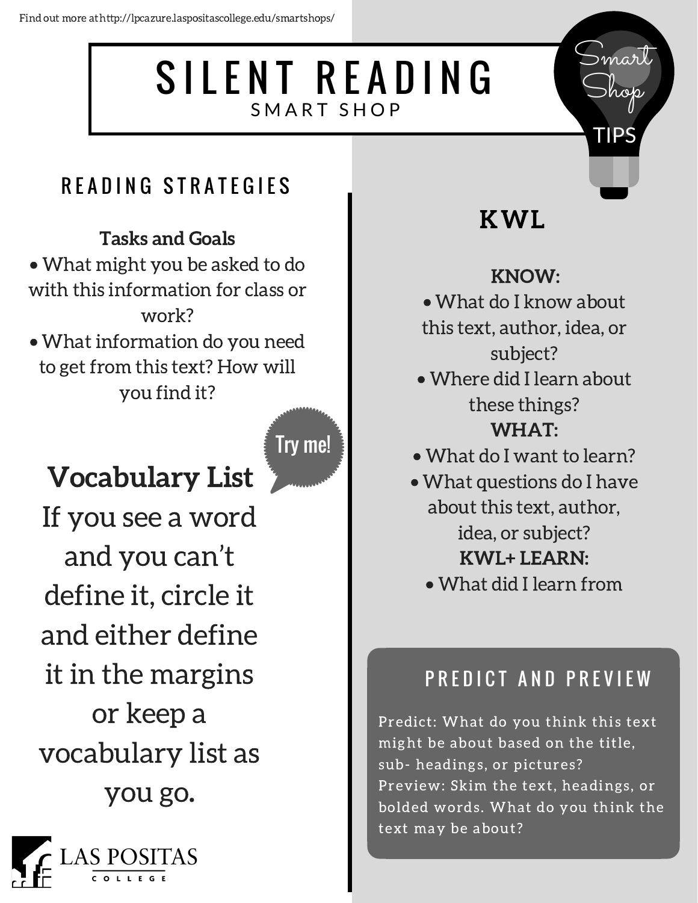Find out more at http://lpcazure.laspositascollege.edu/smartshops/

# SILENT READING

SMART SHOP

Smart Shop TIPS

## READING STRATEGIES

**Tasks and Goals**

- What might you be asked to do with this information for class or work?
- What information do you need to get from this text? How will you find it?

Try me!

### Vocabulary List

If you see a word and you can't define it, circle it and either define it in the margins or keep a vocabulary list as you go.

## KWL

**KNOW:**

- What do I know about this text, author, idea, or subject?
- Where did I learn about these things?

**WHAT:**

- What do I want to learn?
- What questions do I have about this text, author, idea, or subject?

**KWL+ LEARN:**

- What did I learn from

## PREDICT AND PREVIEW

Predict: What do you think this text might be about based on the title, sub- headings, or pictures?
Preview: Skim the text, headings, or bolded words. What do you think the text may be about?

LAS POSITAS COLLEGE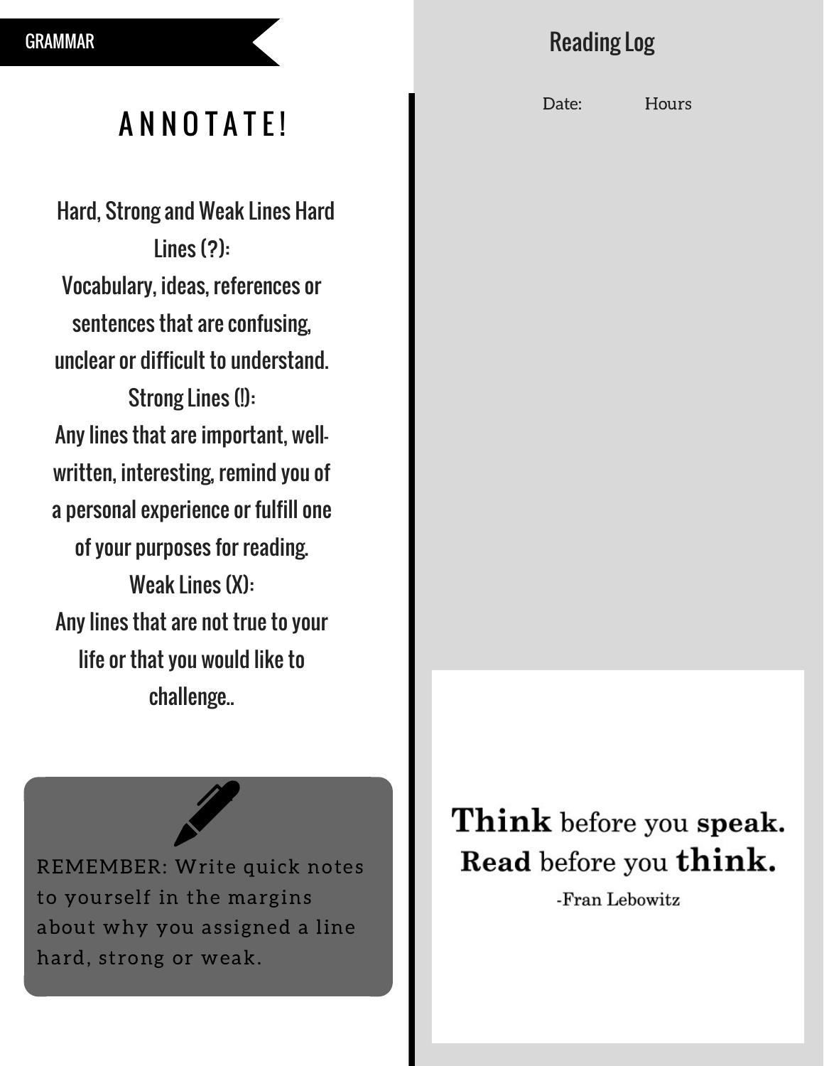GRAMMAR

# ANNOTATE!

Hard, Strong and Weak Lines Hard Lines (?):
Vocabulary, ideas, references or sentences that are confusing, unclear or difficult to understand.
Strong Lines (!):
Any lines that are important, well-written, interesting, remind you of a personal experience or fulfill one of your purposes for reading.
Weak Lines (X):
Any lines that are not true to your life or that you would like to challenge..

REMEMBER: Write quick notes to yourself in the margins about why you assigned a line hard, strong or weak.

## Reading Log

| Date: | Hours |
| --- | --- |
| | |

**Think** before you **speak.**
**Read** before you **think.**

-Fran Lebowitz